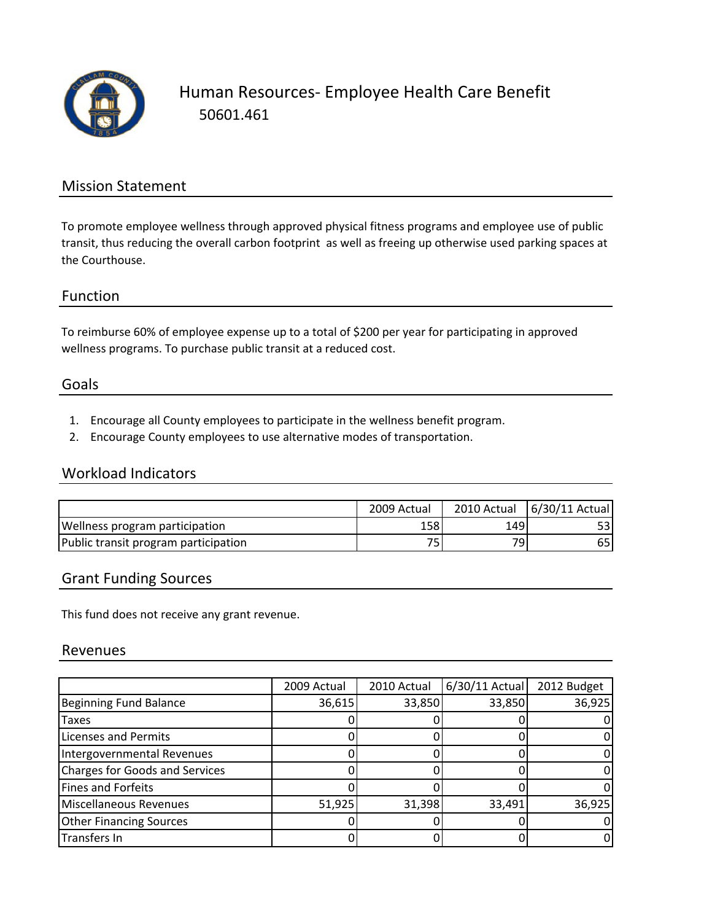# Human Resources- Employee Health Care Benefit

50601.461

## Mission Statement

To promote employee wellness through approved physical fitness programs and employee use of public transit, thus reducing the overall carbon footprint as well as freeing up otherwise used parking spaces at the Courthouse.

## Function

To reimburse 60% of employee expense up to a total of $200 per year for participating in approved wellness programs. To purchase public transit at a reduced cost.

## Goals

1. Encourage all County employees to participate in the wellness benefit program.
2. Encourage County employees to use alternative modes of transportation.

## Workload Indicators

| | 2009 Actual | 2010 Actual | 6/30/11 Actual |
|---|---|---|---|
| Wellness program participation | 158 | 149 | 53 |
| Public transit program participation | 75 | 79 | 65 |

## Grant Funding Sources

This fund does not receive any grant revenue.

## Revenues

| | 2009 Actual | 2010 Actual | 6/30/11 Actual | 2012 Budget |
|---|---|---|---|---|
| Beginning Fund Balance | 36,615 | 33,850 | 33,850 | 36,925 |
| Taxes | 0 | 0 | 0 | 0 |
| Licenses and Permits | 0 | 0 | 0 | 0 |
| Intergovernmental Revenues | 0 | 0 | 0 | 0 |
| Charges for Goods and Services | 0 | 0 | 0 | 0 |
| Fines and Forfeits | 0 | 0 | 0 | 0 |
| Miscellaneous Revenues | 51,925 | 31,398 | 33,491 | 36,925 |
| Other Financing Sources | 0 | 0 | 0 | 0 |
| Transfers In | 0 | 0 | 0 | 0 |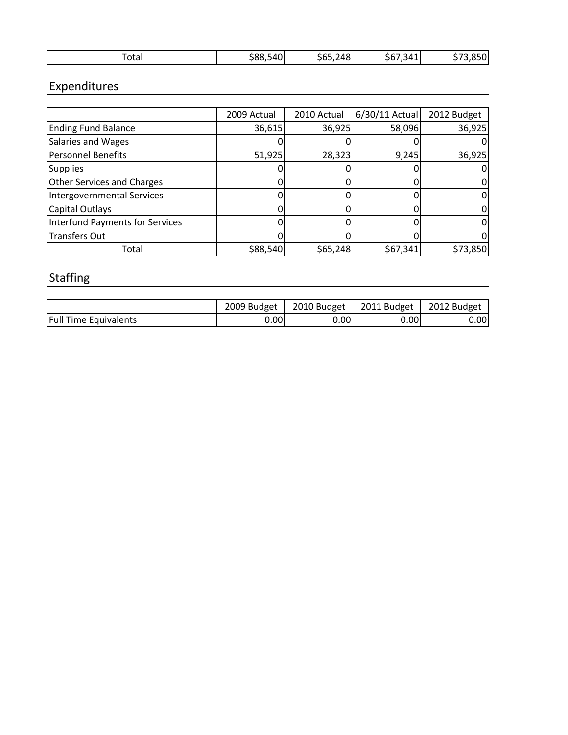| | | | | |
|---|---|---|---|---|
| Total | $88,540 | $65,248 | $67,341 | $73,850 |

## Expenditures

| | 2009 Actual | 2010 Actual | 6/30/11 Actual | 2012 Budget |
|---|---|---|---|---|
| Ending Fund Balance | 36,615 | 36,925 | 58,096 | 36,925 |
| Salaries and Wages | 0 | 0 | 0 | 0 |
| Personnel Benefits | 51,925 | 28,323 | 9,245 | 36,925 |
| Supplies | 0 | 0 | 0 | 0 |
| Other Services and Charges | 0 | 0 | 0 | 0 |
| Intergovernmental Services | 0 | 0 | 0 | 0 |
| Capital Outlays | 0 | 0 | 0 | 0 |
| Interfund Payments for Services | 0 | 0 | 0 | 0 |
| Transfers Out | 0 | 0 | 0 | 0 |
| Total | $88,540 | $65,248 | $67,341 | $73,850 |

## Staffing

| | 2009 Budget | 2010 Budget | 2011 Budget | 2012 Budget |
|---|---|---|---|---|
| Full Time Equivalents | 0.00 | 0.00 | 0.00 | 0.00 |